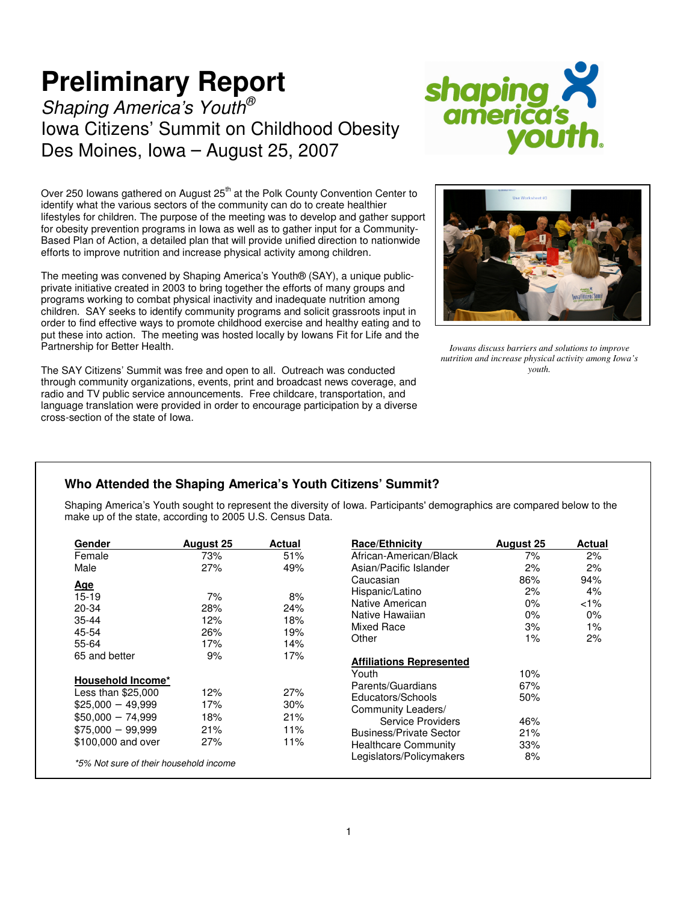# Preliminary Report

*Shaping America's Youth®*
Iowa Citizens' Summit on Childhood Obesity
Des Moines, Iowa – August 25, 2007

Over 250 Iowans gathered on August 25th at the Polk County Convention Center to identify what the various sectors of the community can do to create healthier lifestyles for children. The purpose of the meeting was to develop and gather support for obesity prevention programs in Iowa as well as to gather input for a Community-Based Plan of Action, a detailed plan that will provide unified direction to nationwide efforts to improve nutrition and increase physical activity among children.

The meeting was convened by Shaping America's Youth® (SAY), a unique public-private initiative created in 2003 to bring together the efforts of many groups and programs working to combat physical inactivity and inadequate nutrition among children. SAY seeks to identify community programs and solicit grassroots input in order to find effective ways to promote childhood exercise and healthy eating and to put these into action. The meeting was hosted locally by Iowans Fit for Life and the Partnership for Better Health.

*Iowans discuss barriers and solutions to improve nutrition and increase physical activity among Iowa's youth.*

The SAY Citizens' Summit was free and open to all. Outreach was conducted through community organizations, events, print and broadcast news coverage, and radio and TV public service announcements. Free childcare, transportation, and language translation were provided in order to encourage participation by a diverse cross-section of the state of Iowa.

## Who Attended the Shaping America's Youth Citizens' Summit?

Shaping America's Youth sought to represent the diversity of Iowa. Participants' demographics are compared below to the make up of the state, according to 2005 U.S. Census Data.

| Gender | August 25 | Actual |
|---|---|---|
| Female | 73% | 51% |
| Male | 27% | 49% |
| **Age** | | |
| 15-19 | 7% | 8% |
| 20-34 | 28% | 24% |
| 35-44 | 12% | 18% |
| 45-54 | 26% | 19% |
| 55-64 | 17% | 14% |
| 65 and better | 9% | 17% |
| **Household Income*** | | |
| Less than $25,000 | 12% | 27% |
| $25,000 – 49,999 | 17% | 30% |
| $50,000 – 74,999 | 18% | 21% |
| $75,000 – 99,999 | 21% | 11% |
| $100,000 and over | 27% | 11% |

*\*5% Not sure of their household income*

| Race/Ethnicity | August 25 | Actual |
|---|---|---|
| African-American/Black | 7% | 2% |
| Asian/Pacific Islander | 2% | 2% |
| Caucasian | 86% | 94% |
| Hispanic/Latino | 2% | 4% |
| Native American | 0% | <1% |
| Native Hawaiian | 0% | 0% |
| Mixed Race | 3% | 1% |
| Other | 1% | 2% |

| Affiliations Represented | |
|---|---|
| Youth | 10% |
| Parents/Guardians | 67% |
| Educators/Schools | 50% |
| Community Leaders/ Service Providers | 46% |
| Business/Private Sector | 21% |
| Healthcare Community | 33% |
| Legislators/Policymakers | 8% |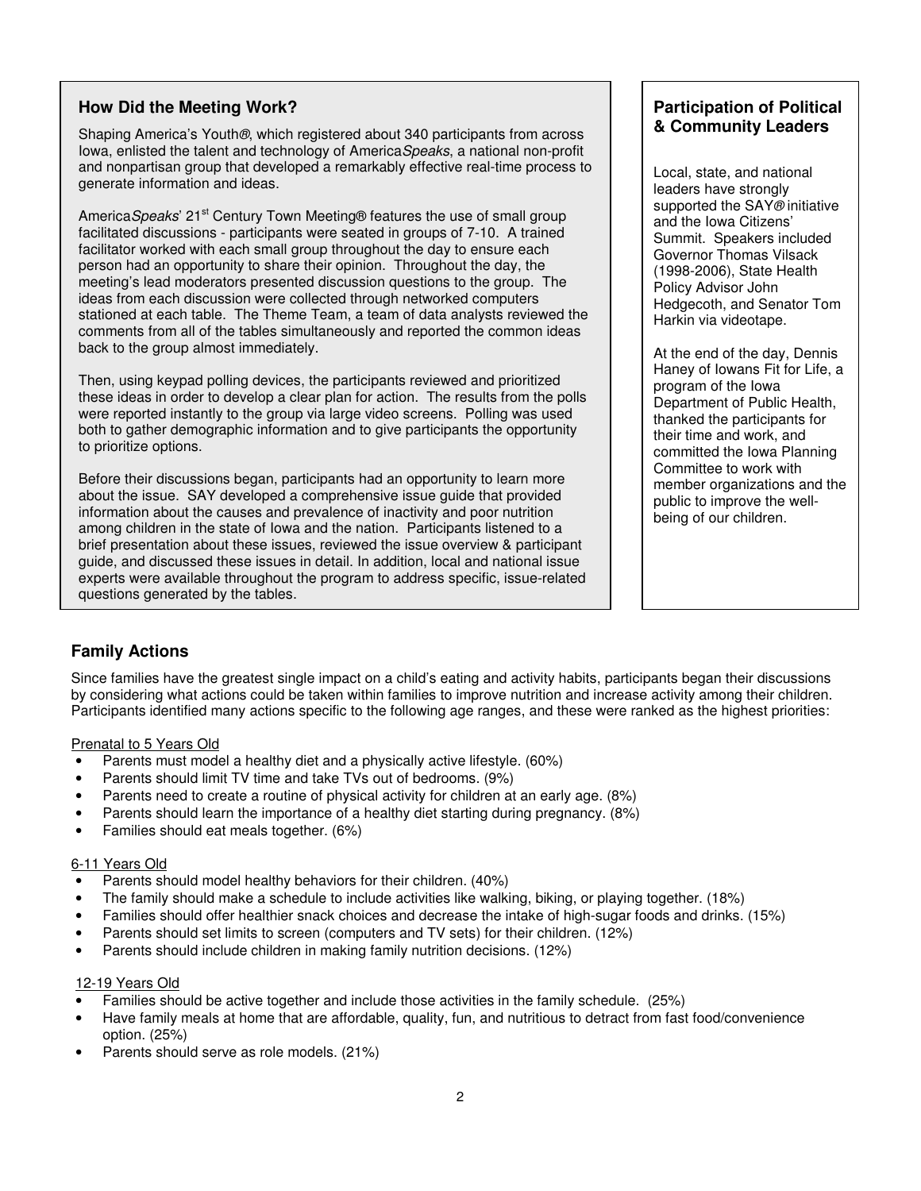## How Did the Meeting Work?

Shaping America's Youth®, which registered about 340 participants from across Iowa, enlisted the talent and technology of America*Speaks*, a national non-profit and nonpartisan group that developed a remarkably effective real-time process to generate information and ideas.

America*Speaks*' 21st Century Town Meeting® features the use of small group facilitated discussions - participants were seated in groups of 7-10. A trained facilitator worked with each small group throughout the day to ensure each person had an opportunity to share their opinion. Throughout the day, the meeting's lead moderators presented discussion questions to the group. The ideas from each discussion were collected through networked computers stationed at each table. The Theme Team, a team of data analysts reviewed the comments from all of the tables simultaneously and reported the common ideas back to the group almost immediately.

Then, using keypad polling devices, the participants reviewed and prioritized these ideas in order to develop a clear plan for action. The results from the polls were reported instantly to the group via large video screens. Polling was used both to gather demographic information and to give participants the opportunity to prioritize options.

Before their discussions began, participants had an opportunity to learn more about the issue. SAY developed a comprehensive issue guide that provided information about the causes and prevalence of inactivity and poor nutrition among children in the state of Iowa and the nation. Participants listened to a brief presentation about these issues, reviewed the issue overview & participant guide, and discussed these issues in detail. In addition, local and national issue experts were available throughout the program to address specific, issue-related questions generated by the tables.

## Participation of Political & Community Leaders

Local, state, and national leaders have strongly supported the SAY® initiative and the Iowa Citizens' Summit. Speakers included Governor Thomas Vilsack (1998-2006), State Health Policy Advisor John Hedgecoth, and Senator Tom Harkin via videotape.

At the end of the day, Dennis Haney of Iowans Fit for Life, a program of the Iowa Department of Public Health, thanked the participants for their time and work, and committed the Iowa Planning Committee to work with member organizations and the public to improve the well-being of our children.

## Family Actions

Since families have the greatest single impact on a child's eating and activity habits, participants began their discussions by considering what actions could be taken within families to improve nutrition and increase activity among their children. Participants identified many actions specific to the following age ranges, and these were ranked as the highest priorities:

Prenatal to 5 Years Old

- Parents must model a healthy diet and a physically active lifestyle. (60%)
- Parents should limit TV time and take TVs out of bedrooms. (9%)
- Parents need to create a routine of physical activity for children at an early age. (8%)
- Parents should learn the importance of a healthy diet starting during pregnancy. (8%)
- Families should eat meals together. (6%)

6-11 Years Old

- Parents should model healthy behaviors for their children. (40%)
- The family should make a schedule to include activities like walking, biking, or playing together. (18%)
- Families should offer healthier snack choices and decrease the intake of high-sugar foods and drinks. (15%)
- Parents should set limits to screen (computers and TV sets) for their children. (12%)
- Parents should include children in making family nutrition decisions. (12%)

12-19 Years Old

- Families should be active together and include those activities in the family schedule. (25%)
- Have family meals at home that are affordable, quality, fun, and nutritious to detract from fast food/convenience option. (25%)
- Parents should serve as role models. (21%)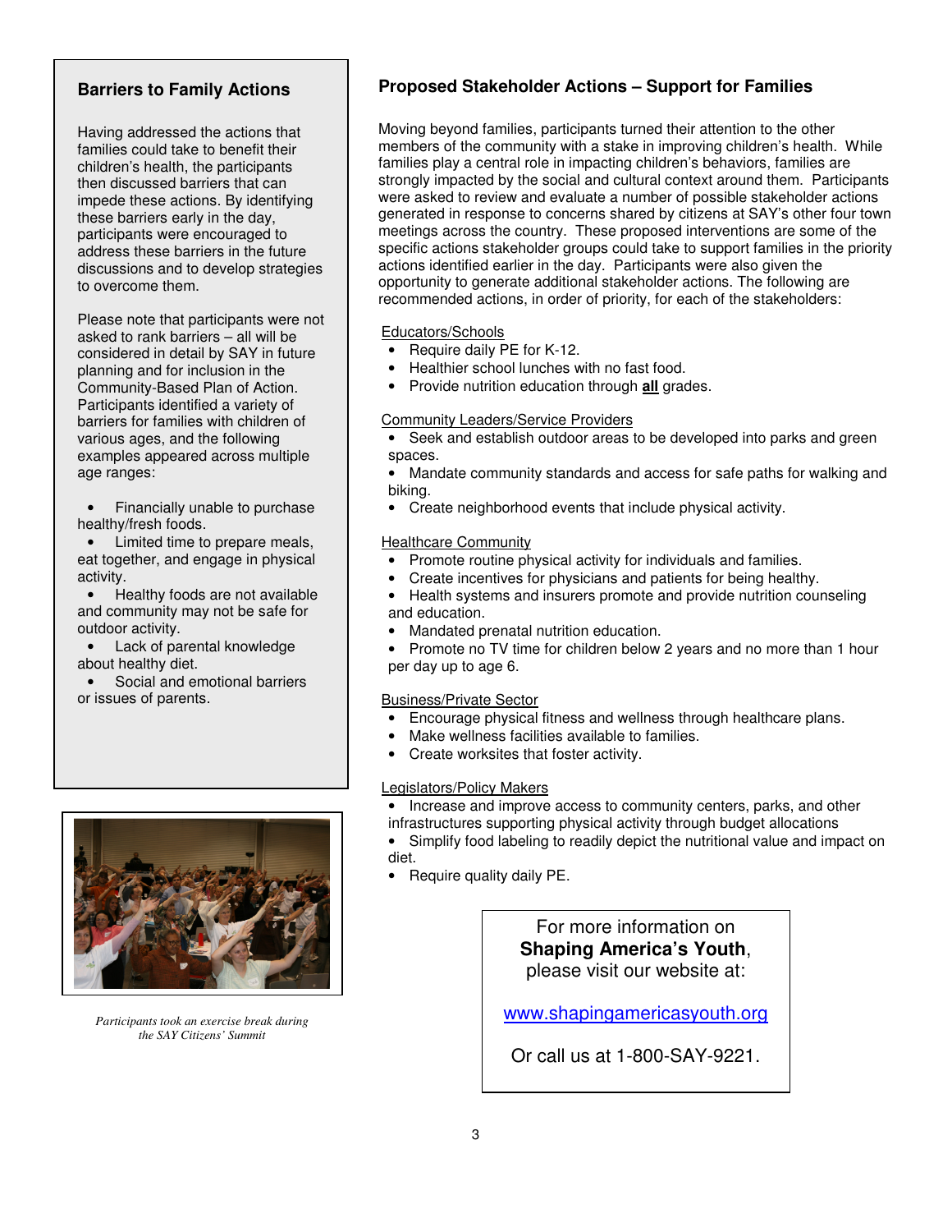## Barriers to Family Actions

Having addressed the actions that families could take to benefit their children's health, the participants then discussed barriers that can impede these actions. By identifying these barriers early in the day, participants were encouraged to address these barriers in the future discussions and to develop strategies to overcome them.

Please note that participants were not asked to rank barriers – all will be considered in detail by SAY in future planning and for inclusion in the Community-Based Plan of Action. Participants identified a variety of barriers for families with children of various ages, and the following examples appeared across multiple age ranges:

- Financially unable to purchase healthy/fresh foods.
- Limited time to prepare meals, eat together, and engage in physical activity.
- Healthy foods are not available and community may not be safe for outdoor activity.
- Lack of parental knowledge about healthy diet.
- Social and emotional barriers or issues of parents.

*Participants took an exercise break during the SAY Citizens' Summit*

## Proposed Stakeholder Actions – Support for Families

Moving beyond families, participants turned their attention to the other members of the community with a stake in improving children's health. While families play a central role in impacting children's behaviors, families are strongly impacted by the social and cultural context around them. Participants were asked to review and evaluate a number of possible stakeholder actions generated in response to concerns shared by citizens at SAY's other four town meetings across the country. These proposed interventions are some of the specific actions stakeholder groups could take to support families in the priority actions identified earlier in the day. Participants were also given the opportunity to generate additional stakeholder actions. The following are recommended actions, in order of priority, for each of the stakeholders:

<u>Educators/Schools</u>

- Require daily PE for K-12.
- Healthier school lunches with no fast food.
- Provide nutrition education through **<u>all</u>** grades.

<u>Community Leaders/Service Providers</u>

- Seek and establish outdoor areas to be developed into parks and green spaces.
- Mandate community standards and access for safe paths for walking and biking.
- Create neighborhood events that include physical activity.

<u>Healthcare Community</u>

- Promote routine physical activity for individuals and families.
- Create incentives for physicians and patients for being healthy.
- Health systems and insurers promote and provide nutrition counseling and education.
- Mandated prenatal nutrition education.
- Promote no TV time for children below 2 years and no more than 1 hour per day up to age 6.

<u>Business/Private Sector</u>

- Encourage physical fitness and wellness through healthcare plans.
- Make wellness facilities available to families.
- Create worksites that foster activity.

<u>Legislators/Policy Makers</u>

- Increase and improve access to community centers, parks, and other infrastructures supporting physical activity through budget allocations
- Simplify food labeling to readily depict the nutritional value and impact on diet.
- Require quality daily PE.

For more information on **Shaping America's Youth**, please visit our website at:

www.shapingamericasyouth.org

Or call us at 1-800-SAY-9221.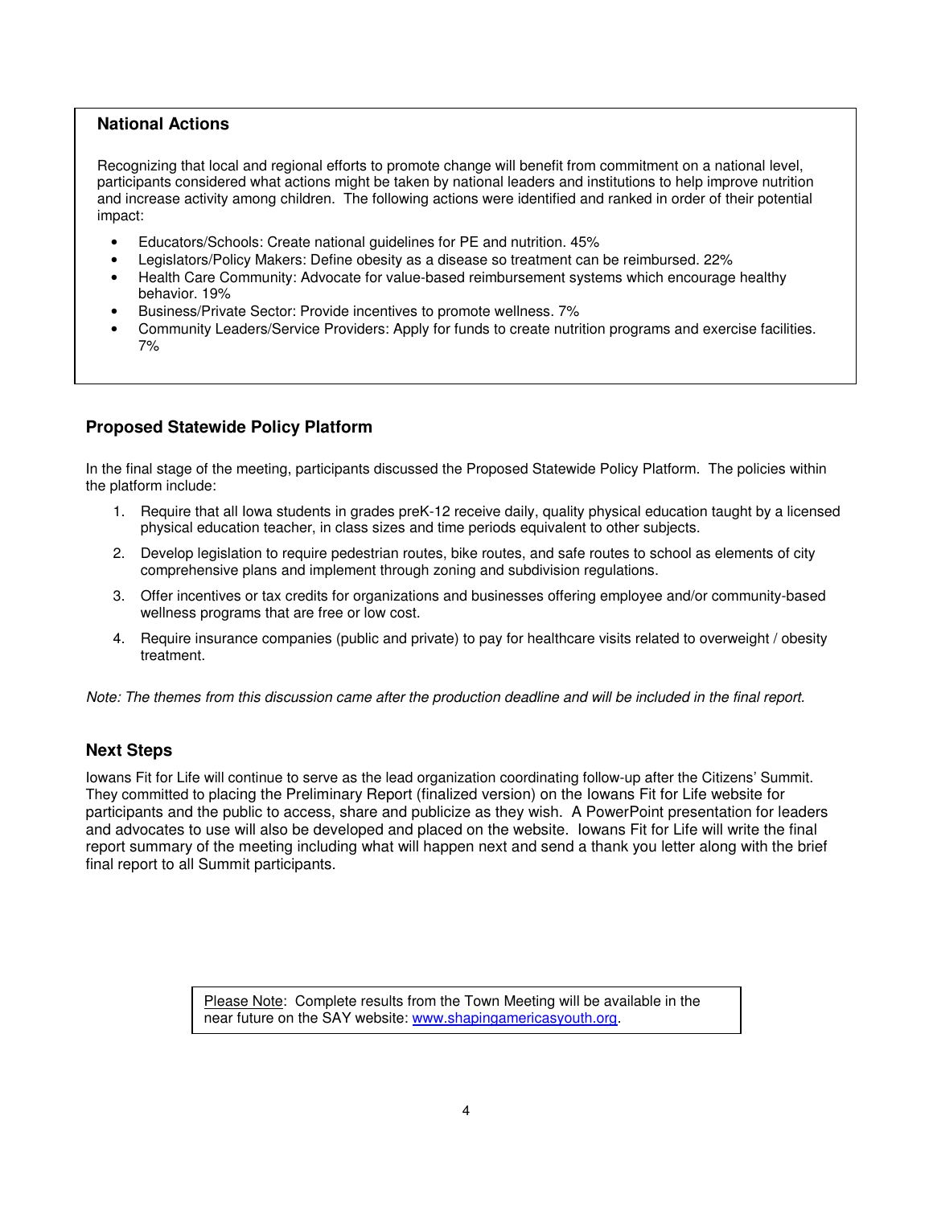## National Actions

Recognizing that local and regional efforts to promote change will benefit from commitment on a national level, participants considered what actions might be taken by national leaders and institutions to help improve nutrition and increase activity among children. The following actions were identified and ranked in order of their potential impact:

- Educators/Schools: Create national guidelines for PE and nutrition. 45%
- Legislators/Policy Makers: Define obesity as a disease so treatment can be reimbursed. 22%
- Health Care Community: Advocate for value-based reimbursement systems which encourage healthy behavior. 19%
- Business/Private Sector: Provide incentives to promote wellness. 7%
- Community Leaders/Service Providers: Apply for funds to create nutrition programs and exercise facilities. 7%

## Proposed Statewide Policy Platform

In the final stage of the meeting, participants discussed the Proposed Statewide Policy Platform. The policies within the platform include:

1. Require that all Iowa students in grades preK-12 receive daily, quality physical education taught by a licensed physical education teacher, in class sizes and time periods equivalent to other subjects.
2. Develop legislation to require pedestrian routes, bike routes, and safe routes to school as elements of city comprehensive plans and implement through zoning and subdivision regulations.
3. Offer incentives or tax credits for organizations and businesses offering employee and/or community-based wellness programs that are free or low cost.
4. Require insurance companies (public and private) to pay for healthcare visits related to overweight / obesity treatment.

*Note: The themes from this discussion came after the production deadline and will be included in the final report.*

## Next Steps

Iowans Fit for Life will continue to serve as the lead organization coordinating follow-up after the Citizens' Summit. They committed to placing the Preliminary Report (finalized version) on the Iowans Fit for Life website for participants and the public to access, share and publicize as they wish. A PowerPoint presentation for leaders and advocates to use will also be developed and placed on the website. Iowans Fit for Life will write the final report summary of the meeting including what will happen next and send a thank you letter along with the brief final report to all Summit participants.

Please Note: Complete results from the Town Meeting will be available in the near future on the SAY website: www.shapingamericasyouth.org.